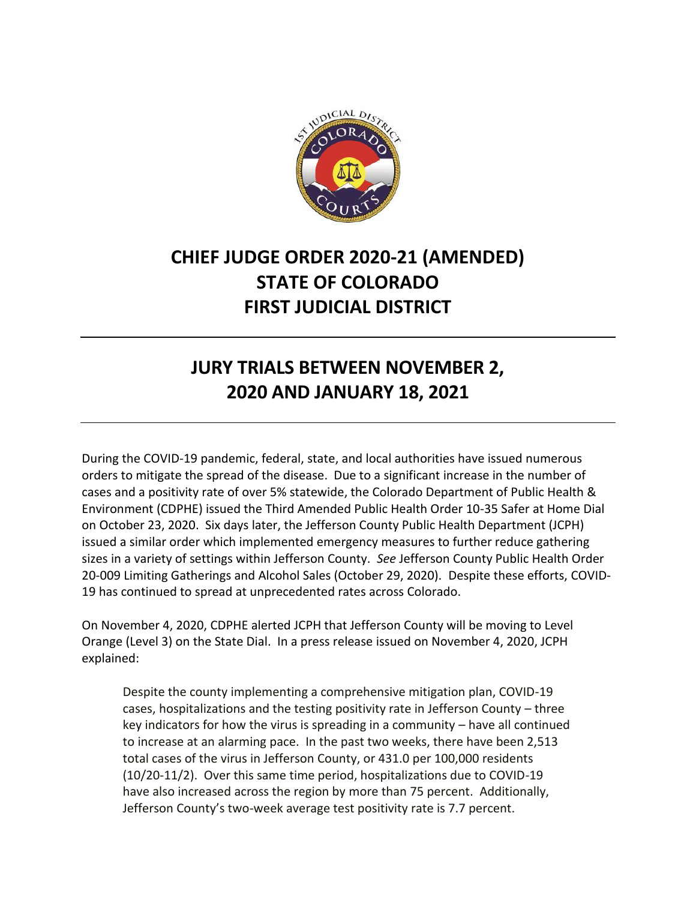# CHIEF JUDGE ORDER 2020-21 (AMENDED)
# STATE OF COLORADO
# FIRST JUDICIAL DISTRICT

---

## JURY TRIALS BETWEEN NOVEMBER 2, 2020 AND JANUARY 18, 2021

---

During the COVID-19 pandemic, federal, state, and local authorities have issued numerous orders to mitigate the spread of the disease. Due to a significant increase in the number of cases and a positivity rate of over 5% statewide, the Colorado Department of Public Health & Environment (CDPHE) issued the Third Amended Public Health Order 10-35 Safer at Home Dial on October 23, 2020. Six days later, the Jefferson County Public Health Department (JCPH) issued a similar order which implemented emergency measures to further reduce gathering sizes in a variety of settings within Jefferson County. *See* Jefferson County Public Health Order 20-009 Limiting Gatherings and Alcohol Sales (October 29, 2020). Despite these efforts, COVID-19 has continued to spread at unprecedented rates across Colorado.

On November 4, 2020, CDPHE alerted JCPH that Jefferson County will be moving to Level Orange (Level 3) on the State Dial. In a press release issued on November 4, 2020, JCPH explained:

> Despite the county implementing a comprehensive mitigation plan, COVID-19 cases, hospitalizations and the testing positivity rate in Jefferson County – three key indicators for how the virus is spreading in a community – have all continued to increase at an alarming pace. In the past two weeks, there have been 2,513 total cases of the virus in Jefferson County, or 431.0 per 100,000 residents (10/20-11/2). Over this same time period, hospitalizations due to COVID-19 have also increased across the region by more than 75 percent. Additionally, Jefferson County's two-week average test positivity rate is 7.7 percent.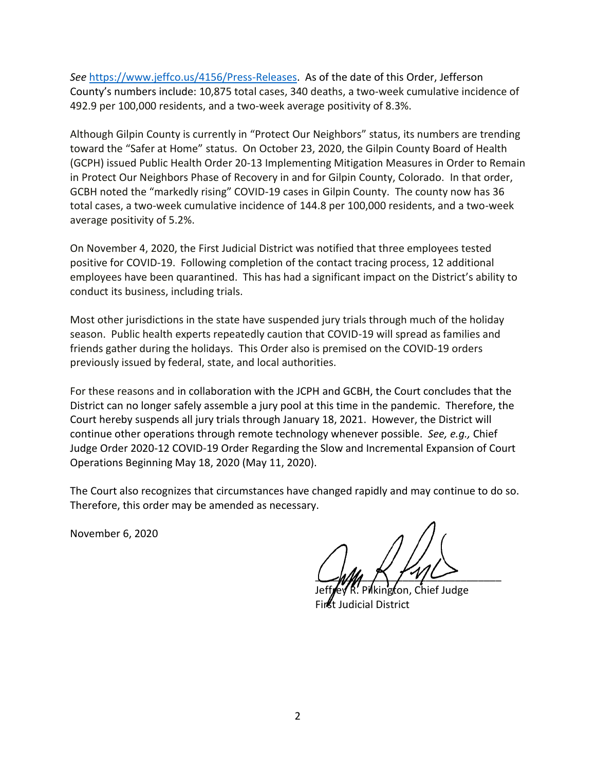*See* https://www.jeffco.us/4156/Press-Releases. As of the date of this Order, Jefferson County's numbers include: 10,875 total cases, 340 deaths, a two-week cumulative incidence of 492.9 per 100,000 residents, and a two-week average positivity of 8.3%.

Although Gilpin County is currently in "Protect Our Neighbors" status, its numbers are trending toward the "Safer at Home" status. On October 23, 2020, the Gilpin County Board of Health (GCPH) issued Public Health Order 20-13 Implementing Mitigation Measures in Order to Remain in Protect Our Neighbors Phase of Recovery in and for Gilpin County, Colorado. In that order, GCBH noted the "markedly rising" COVID-19 cases in Gilpin County. The county now has 36 total cases, a two-week cumulative incidence of 144.8 per 100,000 residents, and a two-week average positivity of 5.2%.

On November 4, 2020, the First Judicial District was notified that three employees tested positive for COVID-19. Following completion of the contact tracing process, 12 additional employees have been quarantined. This has had a significant impact on the District's ability to conduct its business, including trials.

Most other jurisdictions in the state have suspended jury trials through much of the holiday season. Public health experts repeatedly caution that COVID-19 will spread as families and friends gather during the holidays. This Order also is premised on the COVID-19 orders previously issued by federal, state, and local authorities.

For these reasons and in collaboration with the JCPH and GCBH, the Court concludes that the District can no longer safely assemble a jury pool at this time in the pandemic. Therefore, the Court hereby suspends all jury trials through January 18, 2021. However, the District will continue other operations through remote technology whenever possible. *See, e.g.,* Chief Judge Order 2020-12 COVID-19 Order Regarding the Slow and Incremental Expansion of Court Operations Beginning May 18, 2020 (May 11, 2020).

The Court also recognizes that circumstances have changed rapidly and may continue to do so. Therefore, this order may be amended as necessary.

November 6, 2020

Jeffrey R. Pilkington, Chief Judge
First Judicial District